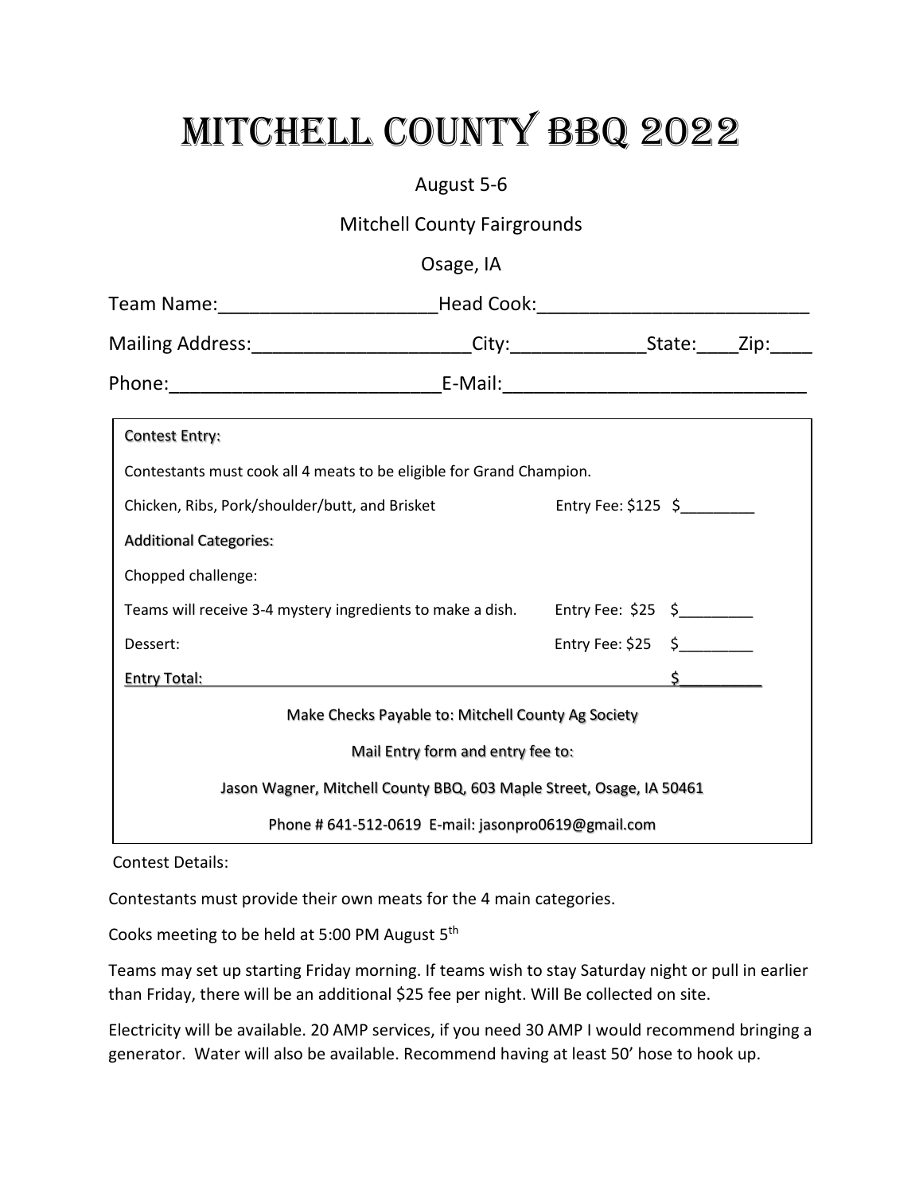# Mitchell County BBQ 2022

August 5-6

Mitchell County Fairgrounds

Osage, IA

Team Name:____________________Head Cook:_________________________

Mailing Address:____________________City:____________State:____Zip:____

Phone:_________________________E-Mail:____________________________

Contest Entry:

Contestants must cook all 4 meats to be eligible for Grand Champion.

| | | |
|---|---|---|
| Chicken, Ribs, Pork/shoulder/butt, and Brisket | Entry Fee: $125 | $_________ |
| **Additional Categories:** | | |
| Chopped challenge: | | |
| Teams will receive 3-4 mystery ingredients to make a dish. | Entry Fee: $25 | $_________ |
| Dessert: | Entry Fee: $25 | $_________ |
| Entry Total: | | $_________ |

Make Checks Payable to: Mitchell County Ag Society

Mail Entry form and entry fee to:

Jason Wagner, Mitchell County BBQ, 603 Maple Street, Osage, IA 50461

Phone # 641-512-0619 E-mail: jasonpro0619@gmail.com

Contest Details:

Contestants must provide their own meats for the 4 main categories.

Cooks meeting to be held at 5:00 PM August 5th

Teams may set up starting Friday morning. If teams wish to stay Saturday night or pull in earlier than Friday, there will be an additional $25 fee per night. Will Be collected on site.

Electricity will be available. 20 AMP services, if you need 30 AMP I would recommend bringing a generator. Water will also be available. Recommend having at least 50' hose to hook up.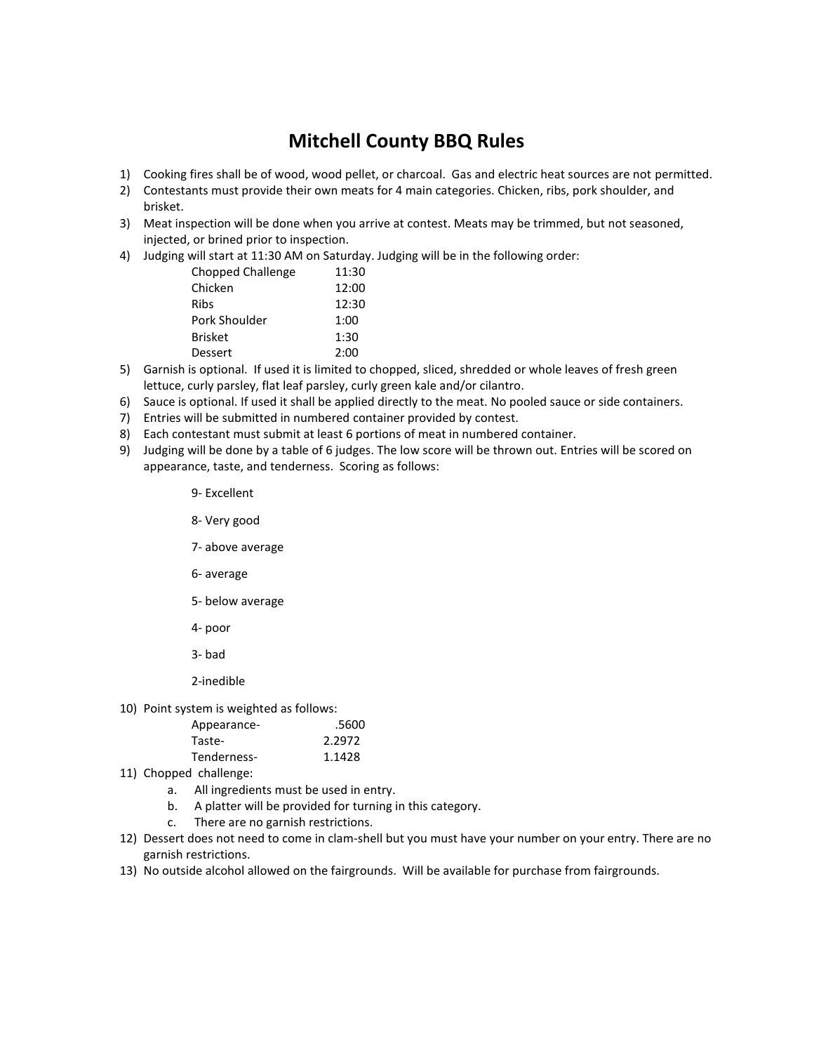# Mitchell County BBQ Rules

1) Cooking fires shall be of wood, wood pellet, or charcoal. Gas and electric heat sources are not permitted.
2) Contestants must provide their own meats for 4 main categories. Chicken, ribs, pork shoulder, and brisket.
3) Meat inspection will be done when you arrive at contest. Meats may be trimmed, but not seasoned, injected, or brined prior to inspection.
4) Judging will start at 11:30 AM on Saturday. Judging will be in the following order:

| | |
|---|---|
| Chopped Challenge | 11:30 |
| Chicken | 12:00 |
| Ribs | 12:30 |
| Pork Shoulder | 1:00 |
| Brisket | 1:30 |
| Dessert | 2:00 |

5) Garnish is optional. If used it is limited to chopped, sliced, shredded or whole leaves of fresh green lettuce, curly parsley, flat leaf parsley, curly green kale and/or cilantro.
6) Sauce is optional. If used it shall be applied directly to the meat. No pooled sauce or side containers.
7) Entries will be submitted in numbered container provided by contest.
8) Each contestant must submit at least 6 portions of meat in numbered container.
9) Judging will be done by a table of 6 judges. The low score will be thrown out. Entries will be scored on appearance, taste, and tenderness. Scoring as follows:

   9- Excellent

   8- Very good

   7- above average

   6- average

   5- below average

   4- poor

   3- bad

   2-inedible

10) Point system is weighted as follows:

| | |
|---|---|
| Appearance- | .5600 |
| Taste- | 2.2972 |
| Tenderness- | 1.1428 |

11) Chopped challenge:
    a. All ingredients must be used in entry.
    b. A platter will be provided for turning in this category.
    c. There are no garnish restrictions.
12) Dessert does not need to come in clam-shell but you must have your number on your entry. There are no garnish restrictions.
13) No outside alcohol allowed on the fairgrounds. Will be available for purchase from fairgrounds.